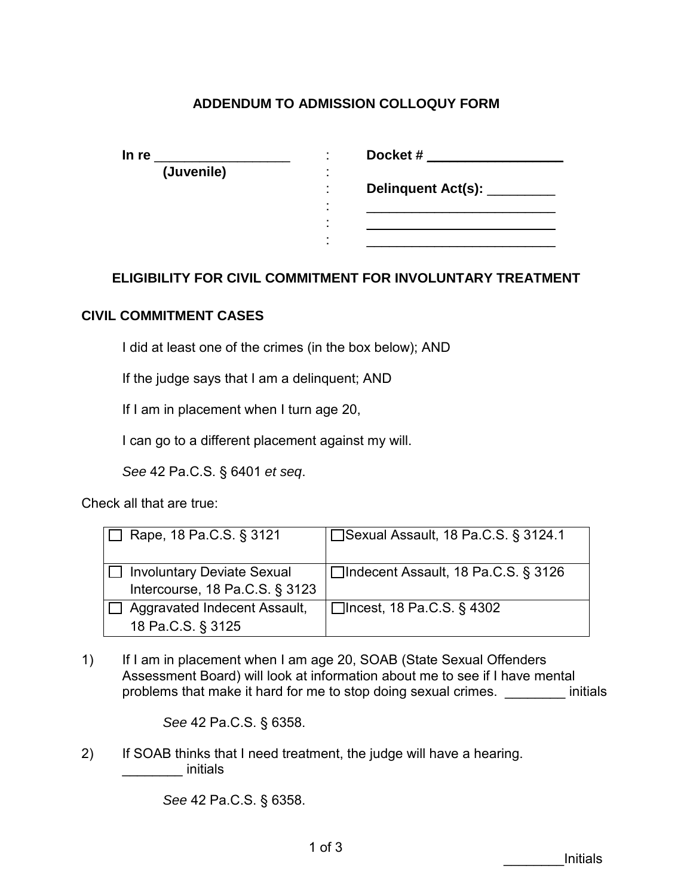# ADDENDUM TO ADMISSION COLLOQUY FORM

| **In re** __________________ **(Juvenile)** | : | **Docket #** __________________ |
|---|---|---|
| | : | **Delinquent Act(s):** _________ |
| | : | __________________________ |
| | : | __________________________ |
| | : | __________________________ |

## ELIGIBILITY FOR CIVIL COMMITMENT FOR INVOLUNTARY TREATMENT

### CIVIL COMMITMENT CASES

I did at least one of the crimes (in the box below); AND

If the judge says that I am a delinquent; AND

If I am in placement when I turn age 20,

I can go to a different placement against my will.

*See* 42 Pa.C.S. § 6401 *et seq*.

Check all that are true:

| | |
|---|---|
| ☐ Rape, 18 Pa.C.S. § 3121 | ☐ Sexual Assault, 18 Pa.C.S. § 3124.1 |
| ☐ Involuntary Deviate Sexual Intercourse, 18 Pa.C.S. § 3123 | ☐ Indecent Assault, 18 Pa.C.S. § 3126 |
| ☐ Aggravated Indecent Assault, 18 Pa.C.S. § 3125 | ☐ Incest, 18 Pa.C.S. § 4302 |

1) If I am in placement when I am age 20, SOAB (State Sexual Offenders Assessment Board) will look at information about me to see if I have mental problems that make it hard for me to stop doing sexual crimes. ________ initials

   *See* 42 Pa.C.S. § 6358.

2) If SOAB thinks that I need treatment, the judge will have a hearing. ________ initials

   *See* 42 Pa.C.S. § 6358.

________Initials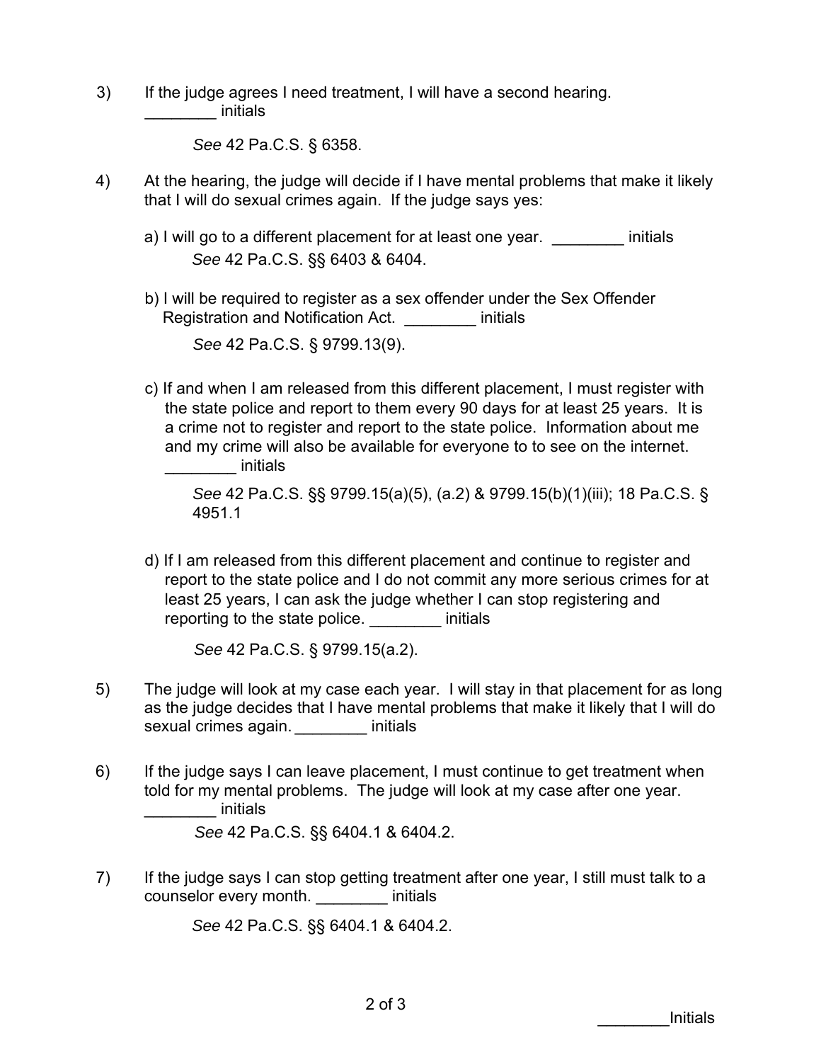3) If the judge agrees I need treatment, I will have a second hearing. ________ initials

*See* 42 Pa.C.S. § 6358.

4) At the hearing, the judge will decide if I have mental problems that make it likely that I will do sexual crimes again. If the judge says yes:

a) I will go to a different placement for at least one year. ________ initials

*See* 42 Pa.C.S. §§ 6403 & 6404.

b) I will be required to register as a sex offender under the Sex Offender Registration and Notification Act. ________ initials

*See* 42 Pa.C.S. § 9799.13(9).

c) If and when I am released from this different placement, I must register with the state police and report to them every 90 days for at least 25 years. It is a crime not to register and report to the state police. Information about me and my crime will also be available for everyone to to see on the internet. ________ initials

*See* 42 Pa.C.S. §§ 9799.15(a)(5), (a.2) & 9799.15(b)(1)(iii); 18 Pa.C.S. § 4951.1

d) If I am released from this different placement and continue to register and report to the state police and I do not commit any more serious crimes for at least 25 years, I can ask the judge whether I can stop registering and reporting to the state police. ________ initials

*See* 42 Pa.C.S. § 9799.15(a.2).

5) The judge will look at my case each year. I will stay in that placement for as long as the judge decides that I have mental problems that make it likely that I will do sexual crimes again. ________ initials

6) If the judge says I can leave placement, I must continue to get treatment when told for my mental problems. The judge will look at my case after one year. ________ initials

*See* 42 Pa.C.S. §§ 6404.1 & 6404.2.

7) If the judge says I can stop getting treatment after one year, I still must talk to a counselor every month. ________ initials

*See* 42 Pa.C.S. §§ 6404.1 & 6404.2.

________Initials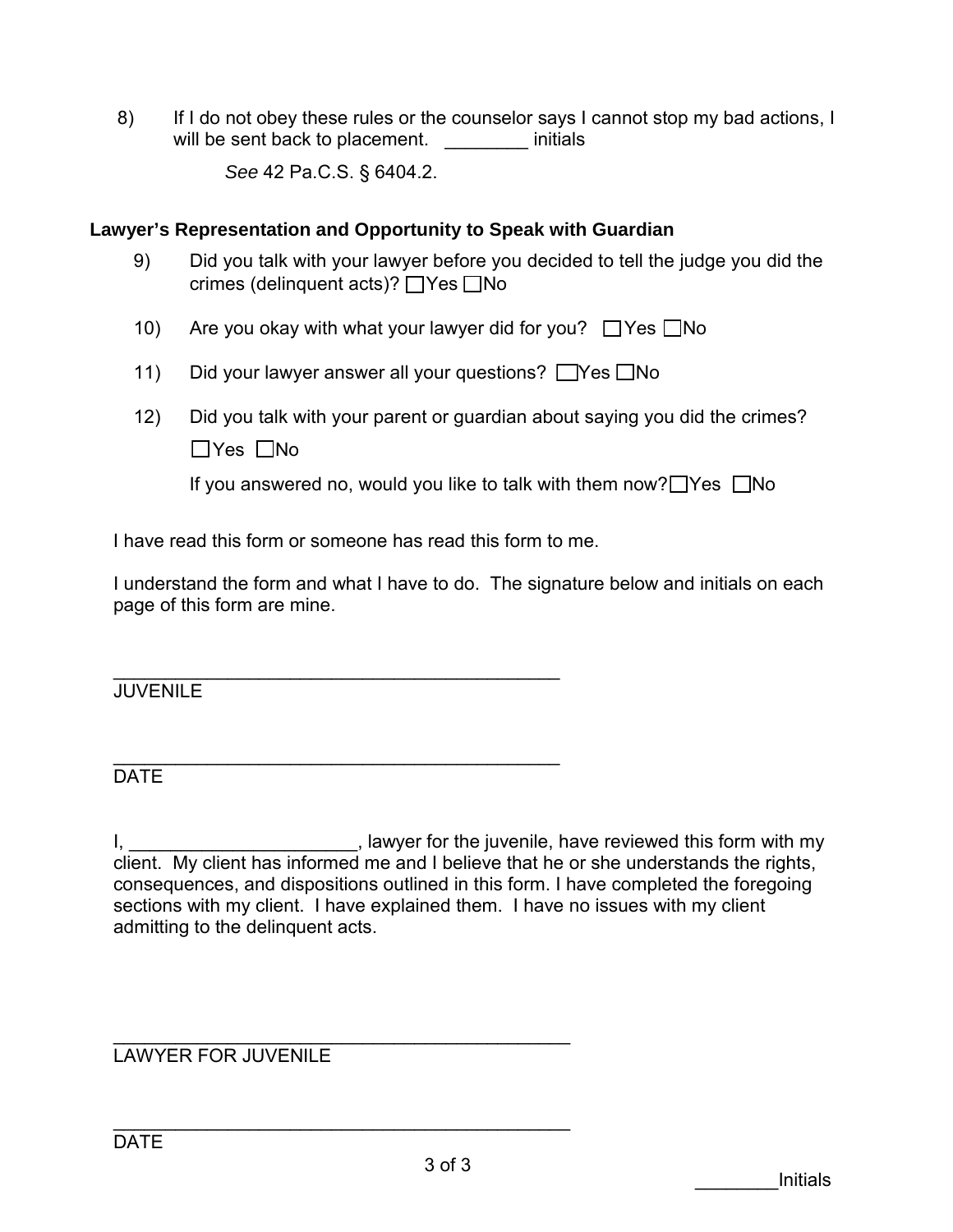8) If I do not obey these rules or the counselor says I cannot stop my bad actions, I will be sent back to placement. ________ initials

*See* 42 Pa.C.S. § 6404.2.

**Lawyer's Representation and Opportunity to Speak with Guardian**

9) Did you talk with your lawyer before you decided to tell the judge you did the crimes (delinquent acts)? ☐Yes ☐No

10) Are you okay with what your lawyer did for you? ☐Yes ☐No

11) Did your lawyer answer all your questions? ☐Yes ☐No

12) Did you talk with your parent or guardian about saying you did the crimes?

☐Yes ☐No

If you answered no, would you like to talk with them now? ☐Yes ☐No

I have read this form or someone has read this form to me.

I understand the form and what I have to do. The signature below and initials on each page of this form are mine.

_____________________________________________
JUVENILE

_____________________________________________
DATE

I, ______________________, lawyer for the juvenile, have reviewed this form with my client. My client has informed me and I believe that he or she understands the rights, consequences, and dispositions outlined in this form. I have completed the foregoing sections with my client. I have explained them. I have no issues with my client admitting to the delinquent acts.

_____________________________________________
LAWYER FOR JUVENILE

_____________________________________________
DATE

________Initials